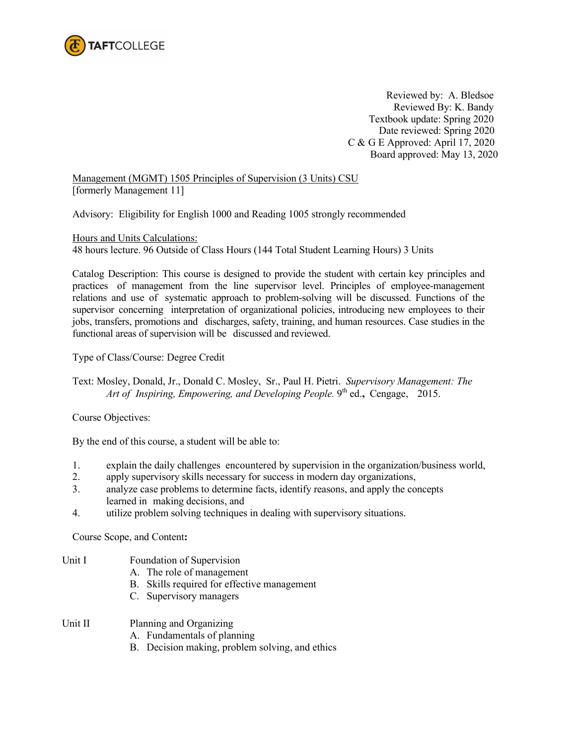TAFTCOLLEGE

Reviewed by: A. Bledsoe
Reviewed By: K. Bandy
Textbook update: Spring 2020
Date reviewed: Spring 2020
C & G E Approved: April 17, 2020
Board approved: May 13, 2020

Management (MGMT) 1505 Principles of Supervision (3 Units) CSU
[formerly Management 11]

Advisory: Eligibility for English 1000 and Reading 1005 strongly recommended

Hours and Units Calculations:
48 hours lecture. 96 Outside of Class Hours (144 Total Student Learning Hours) 3 Units

Catalog Description: This course is designed to provide the student with certain key principles and practices of management from the line supervisor level. Principles of employee-management relations and use of systematic approach to problem-solving will be discussed. Functions of the supervisor concerning interpretation of organizational policies, introducing new employees to their jobs, transfers, promotions and discharges, safety, training, and human resources. Case studies in the functional areas of supervision will be discussed and reviewed.

Type of Class/Course: Degree Credit

Text: Mosley, Donald, Jr., Donald C. Mosley, Sr., Paul H. Pietri. *Supervisory Management: The Art of Inspiring, Empowering, and Developing People.* 9th ed., Cengage, 2015.

Course Objectives:

By the end of this course, a student will be able to:

1. explain the daily challenges encountered by supervision in the organization/business world,
2. apply supervisory skills necessary for success in modern day organizations,
3. analyze case problems to determine facts, identify reasons, and apply the concepts learned in making decisions, and
4. utilize problem solving techniques in dealing with supervisory situations.

Course Scope, and Content**:**

Unit I Foundation of Supervision
- A. The role of management
- B. Skills required for effective management
- C. Supervisory managers

Unit II Planning and Organizing
- A. Fundamentals of planning
- B. Decision making, problem solving, and ethics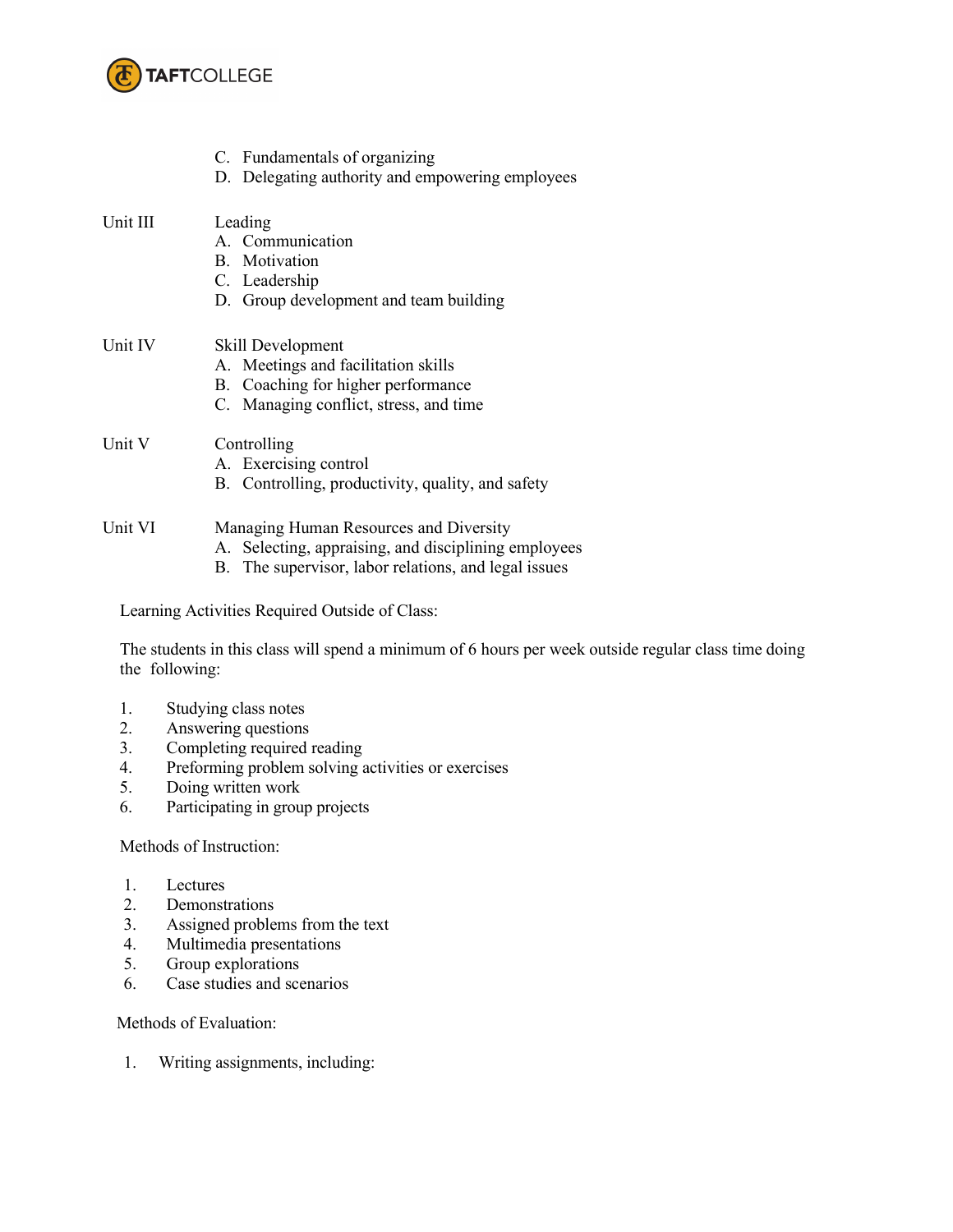C. Fundamentals of organizing
D. Delegating authority and empowering employees

Unit III Leading
A. Communication
B. Motivation
C. Leadership
D. Group development and team building

Unit IV Skill Development
A. Meetings and facilitation skills
B. Coaching for higher performance
C. Managing conflict, stress, and time

Unit V Controlling
A. Exercising control
B. Controlling, productivity, quality, and safety

Unit VI Managing Human Resources and Diversity
A. Selecting, appraising, and disciplining employees
B. The supervisor, labor relations, and legal issues

Learning Activities Required Outside of Class:

The students in this class will spend a minimum of 6 hours per week outside regular class time doing the following:

1. Studying class notes
2. Answering questions
3. Completing required reading
4. Preforming problem solving activities or exercises
5. Doing written work
6. Participating in group projects

Methods of Instruction:

1. Lectures
2. Demonstrations
3. Assigned problems from the text
4. Multimedia presentations
5. Group explorations
6. Case studies and scenarios

Methods of Evaluation:

1. Writing assignments, including: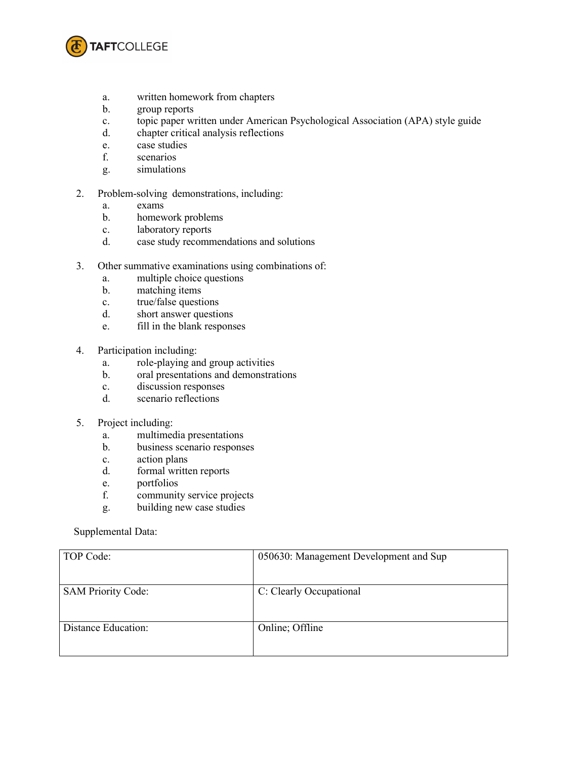a. written homework from chapters
b. group reports
c. topic paper written under American Psychological Association (APA) style guide
d. chapter critical analysis reflections
e. case studies
f. scenarios
g. simulations

2. Problem-solving demonstrations, including:
    a. exams
    b. homework problems
    c. laboratory reports
    d. case study recommendations and solutions

3. Other summative examinations using combinations of:
    a. multiple choice questions
    b. matching items
    c. true/false questions
    d. short answer questions
    e. fill in the blank responses

4. Participation including:
    a. role-playing and group activities
    b. oral presentations and demonstrations
    c. discussion responses
    d. scenario reflections

5. Project including:
    a. multimedia presentations
    b. business scenario responses
    c. action plans
    d. formal written reports
    e. portfolios
    f. community service projects
    g. building new case studies

Supplemental Data:

| | |
|---|---|
| TOP Code: | 050630: Management Development and Sup |
| SAM Priority Code: | C: Clearly Occupational |
| Distance Education: | Online; Offline |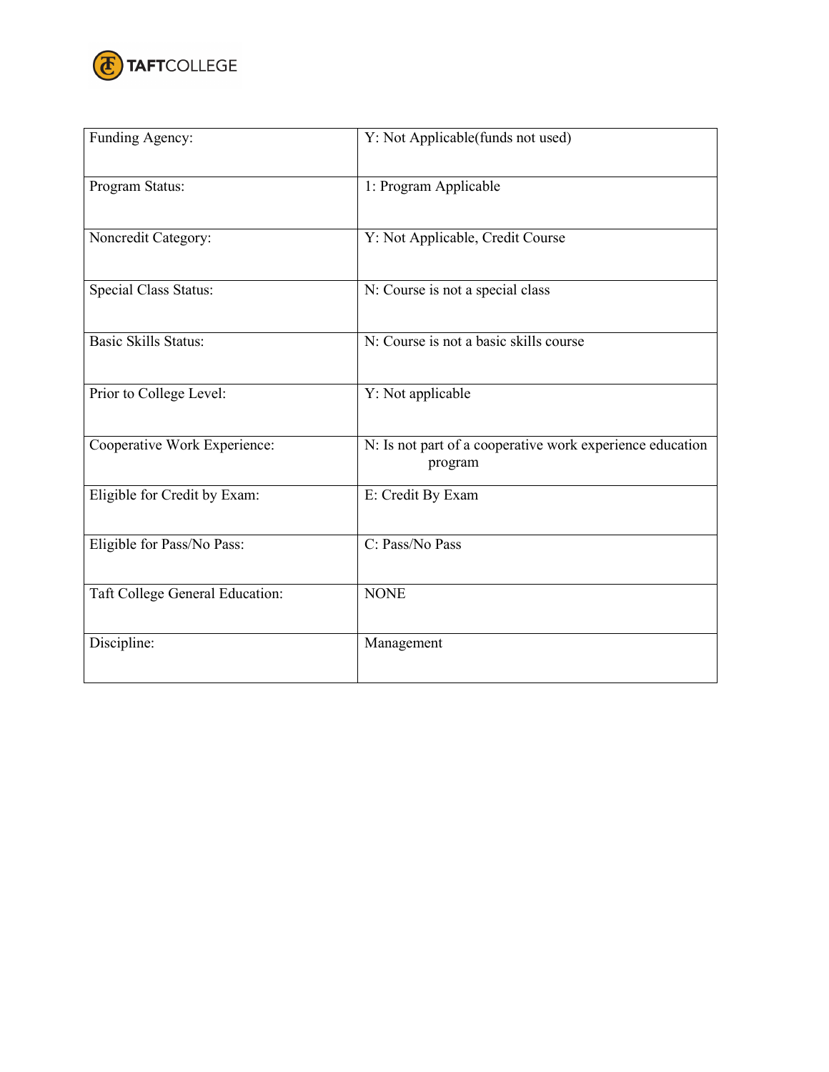| | |
|---|---|
| Funding Agency: | Y: Not Applicable(funds not used) |
| Program Status: | 1: Program Applicable |
| Noncredit Category: | Y: Not Applicable, Credit Course |
| Special Class Status: | N: Course is not a special class |
| Basic Skills Status: | N: Course is not a basic skills course |
| Prior to College Level: | Y: Not applicable |
| Cooperative Work Experience: | N: Is not part of a cooperative work experience education program |
| Eligible for Credit by Exam: | E: Credit By Exam |
| Eligible for Pass/No Pass: | C: Pass/No Pass |
| Taft College General Education: | NONE |
| Discipline: | Management |